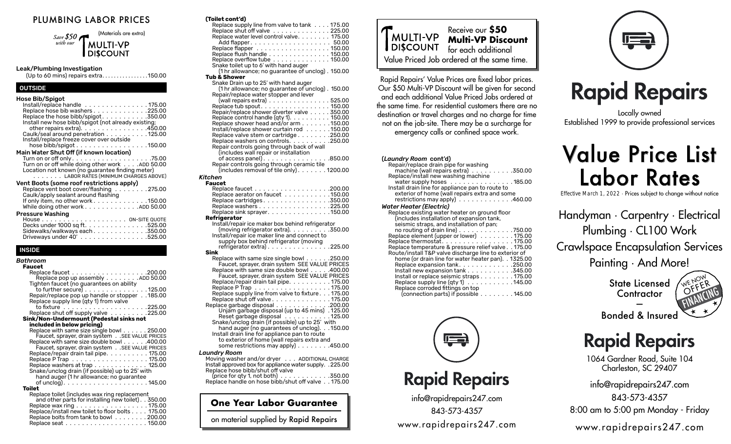# PLUMBING LABOR PRICES

*Save $50 with our* MULTI-VP DI$COUNT (Materials are extra)

**Leak/Plumbing Investigation**
(Up to 60 mins) repairs extra . . . . . . . . . . . . . . . 150.00

## OUTSIDE

**Hose Bib/Spigot**
- Install/replace handle . . . . . . . . . . . . . . . 175.00
- Replace hose bib washers . . . . . . . . . . . . . 225.00
- Replace the hose bibb/spigot . . . . . . . . . . . 350.00
- Install new hose bibb/spigot (not already existing; other repairs extra) . . . . . . . . . . . . . . . 450.00
- Caulk/seal around penetration . . . . . . . . . 125.00
- Install/replace freeze cover over outside hose bibb/spigot . . . . . . . . . . . . . . . . 150.00

**Main Water Shut Off (if known location)**
- Turn on or off only . . . . . . . . . . . . . . . . . . 75.00
- Turn on or off while doing other work . . . . ADD 50.00
- Location not known (no guarantee finding meter) . . . . . . LABOR RATES (MINIMUM CHARGES ABOVE)

**Vent Boots (some roof restrictions apply)**
- Replace vent boot cover/flashing . . . . . . . . 275.00
- Caulk/apply sealant around flashing
- If only item, no other work . . . . . . . . . . . . 150.00
- While doing other work . . . . . . . . . . . . ADD 50.00

**Pressure Washing**
- House . . . . . . . . . . . . . . . . . . . . ON-SITE QUOTE
- Decks under 1000 sq ft. . . . . . . . . . . . . . 525.00
- Sidewalks/walkways each . . . . . . . . . . . . 350.00
- Driveways under 40' . . . . . . . . . . . . . . . 525.00

## INSIDE

### *Bathroom*

**Faucet**
- Replace faucet . . . . . . . . . . . . . . . . . 200.00
  - Replace pop up assembly . . . . . . . . ADD 50.00
- Tighten faucet (no guarantees on ability to further secure) . . . . . . . . . . . . . . . 125.00
- Repair/replace pop up handle or stopper . . 185.00
- Replace supply line (qty 1) from valve to fixture . . . . . . . . . . . . . . . . . . . 225.00
- Replace shut off supply valve . . . . . . . . . 225.00

**Sink/Non-Undermount (Pedestal sinks not included in below pricing)**
- Replace with same size single bowl . . . . . . 250.00
  - Faucet, sprayer, drain system . . SEE VALUE PRICES
- Replace with same size double bowl . . . . . . 400.00
  - Faucet, sprayer, drain system . . SEE VALUE PRICES
- Replace/repair drain tail pipe. . . . . . . . . . 175.00
- Replace P Trap . . . . . . . . . . . . . . . . . 175.00
- Replace washers at trap . . . . . . . . . . . . 125.00
- Snake/unclog drain (if possible) up to 25' with hand auger (1 hr allowance; no guarantee of unclog) . . . . . . . . . . . . . . . . . . . 145.00

**Toilet**
- Replace toilet (includes wax ring replacement and other parts for installing new toilet) . . 350.00
- Replace wax ring . . . . . . . . . . . . . . . . 175.00
- Replace/install new toilet to floor bolts . . . . 175.00
- Replace bolts from tank to bowl . . . . . . . . 200.00
- Replace seat . . . . . . . . . . . . . . . . . . 150.00

**(Toilet cont'd)**
- Replace supply line from valve to tank . . . . 175.00
- Replace shut off valve . . . . . . . . . . . . . 225.00
- Replace water level control valve. . . . . . . . 175.00
  - Add flapper . . . . . . . . . . . . . . . . . . 50.00
- Replace flapper . . . . . . . . . . . . . . . . 150.00
- Replace flush handle . . . . . . . . . . . . . . 150.00
- Replace overflow tube . . . . . . . . . . . . . 150.00
- Snake toilet up to 6' with hand auger (1 hr allowance; no guarantee of unclog) . 150.00

**Tub & Shower**
- Snake Drain up to 25' with hand auger (1 hr allowance; no guarantee of unclog) . 150.00
- Repair/replace water stopper and lever (wall repairs extra) . . . . . . . . . . . . . . 525.00
- Replace tub spout . . . . . . . . . . . . . . . 150.00
- Repair/replace shower diverter valve . . . . . 350.00
- Replace control handle (qty 1). . . . . . . . . 150.00
- Replace shower head and/or arm . . . . . . . 150.00
- Install/replace shower curtain rod . . . . . . 150.00
- Replace valve stem or cartridge . . . . . . . . 250.00
- Replace washers on controls. . . . . . . . . . 250.00
- Repair controls going through back of wall (includes wall repair or installation of access panel) . . . . . . . . . . . . . . . 850.00
- Repair controls going through ceramic tile (includes removal of tile only) . . . . . . . 1200.00

### *Kitchen*

**Faucet**
- Replace faucet . . . . . . . . . . . . . . . . . 200.00
- Replace aerator on faucet . . . . . . . . . . . 150.00
- Replace cartridges . . . . . . . . . . . . . . . 350.00
- Replace washers . . . . . . . . . . . . . . . . 225.00
- Replace sink sprayer. . . . . . . . . . . . . . 150.00

**Refrigerator**
- Install/repair ice maker box behind refrigerator (moving refrigerator extra). . . . . . . . . . 350.00
- Install/repair ice maker line and connect to supply box behind refrigerator (moving refrigerator extra) . . . . . . . . . . . . . . 225.00

**Sink**
- Replace with same size single bowl . . . . . . 250.00
  - Faucet, sprayer, drain system SEE VALUE PRICES
- Replace with same size double bowl . . . . . 400.00
  - Faucet, sprayer, drain system SEE VALUE PRICES
- Replace/repair drain tail pipe. . . . . . . . . . 175.00
- Replace P Trap . . . . . . . . . . . . . . . . . 175.00
- Replace supply line from valve to fixture . . . 175.00
- Replace shut off valve . . . . . . . . . . . . . 175.00
- Replace garbage disposal . . . . . . . . . . . 200.00
  - Unjam garbage disposal (up to 45 mins) . 125.00
  - Reset garbage disposal . . . . . . . . . . 125.00
- Snake/unclog drain (if possible) up to 25' with hand auger (no guarantees of unclog). . . 150.00
- Install drain line for appliance pan to route to exterior of home (wall repairs extra and some restrictions may apply) . . . . . . . . 450.00

### *Laundry Room*
- Moving washer and/or dryer . . . ADDITIONAL CHARGE
- Install approved box for appliance water supply. . 225.00
- Replace hose bibb/shut off valve (price for qty 1, not both) . . . . . . . . . . . 350.00
- Replace handle on hose bibb/shut off valve . . 175.00

### (*Laundry Room* cont'd)
- Repair/replace drain pipe for washing machine (wall repairs extra) . . . . . . . . . . 350.00
- Replace/install new washing machine water supply hoses . . . . . . . . . . . . . . 185.00
- Install drain line for appliance pan to route to exterior of home (wall repairs extra and some restrictions may apply) . . . . . . . . . . . . 460.00

### *Water Heater (Electric)*
- Replace existing water heater on ground floor (includes installation of expansion tank, seismic straps, and installation of pan; no routing of drain line) . . . . . . . . . . . . . 750.00
- Replace element (upper or lower) . . . . . . . 175.00
- Replace thermostat . . . . . . . . . . . . . . . 175.00
- Replace temperature & pressure relief valve . . 175.00
- Route/install T&P valve discharge line to exterior of home (or drain line for water heater pan). . 1325.00
- Replace expansion tank . . . . . . . . . . . . 250.00
- Install new expansion tank . . . . . . . . . . . 345.00
- Install or replace seismic straps . . . . . . . . 175.00
- Replace supply line (qty 1) . . . . . . . . . . 145.00
- Replace corroded fittings on top (connection parts) if possible . . . . . . . . 145.00

**One Year Labor Guarantee**

on material supplied by Rapid Repairs

---

MULTI-VP DI$COUNT — Receive our **$50 Multi-VP Discount** for each additional Value Priced Job ordered at the same time.

Rapid Repairs' Value Prices are fixed labor prices. Our $50 Multi-VP Discount will be given for second and each additional Value Priced Jobs ordered at the same time. For residential customers there are no destination or travel charges and no charge for time not on the job-site. There may be a surcharge for emergency calls or confined space work.

**Rapid Repairs**

info@rapidrepairs247.com
843-573-4357
www.rapidrepairs247.com

---

# Rapid Repairs

Locally owned
Established 1999 to provide professional services

# Value Price List Labor Rates

*Effective March 1, 2022 · Prices subject to change without notice*

Handyman · Carpentry · Electrical
Plumbing · CL100 Work
Crawlspace Encapsulation Services
Painting · And More!

**State Licensed Contractor**
—
**Bonded & Insured**

WE NOW OFFER FINANCING

# Rapid Repairs

1064 Gardner Road, Suite 104
Charleston, SC 29407

info@rapidrepairs247.com
843-573-4357
8:00 am to 5:00 pm Monday - Friday
www.rapidrepairs247.com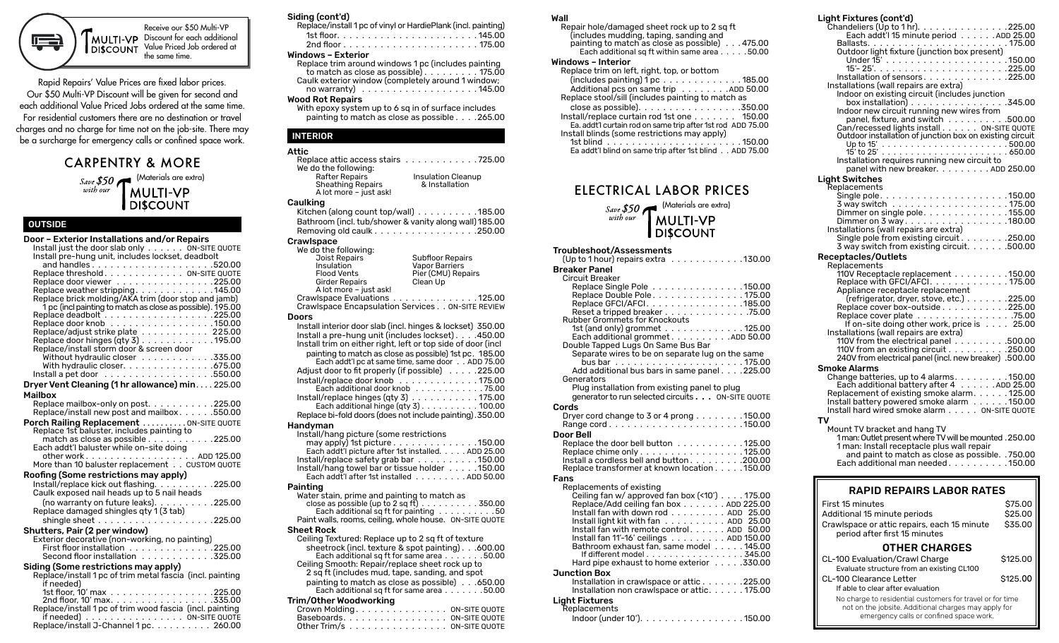Receive our $50 Multi-VP Discount for each additional Value Priced Job ordered at the same time.

MULTI-VP DI$COUNT

Rapid Repairs' Value Prices are fixed labor prices. Our $50 Multi-VP Discount will be given for second and each additional Value Priced Jobs ordered at the same time. For residential customers there are no destination or travel charges and no charge for time not on the job-site. There may be a surcharge for emergency calls or confined space work.

## CARPENTRY & MORE

*Save $50 with our* MULTI-VP DI$COUNT (Materials are extra)

### OUTSIDE

**Door – Exterior Installations and/or Repairs**
- Install just the door slab only ...... ON-SITE QUOTE
- Install pre-hung unit, includes lockset, deadbolt and handles ...... 520.00
- Replace threshold ...... ON-SITE QUOTE
- Replace door viewer ...... 225.00
- Replace weather stripping ...... 145.00
- Replace brick molding/AKA trim (door stop and jamb) 1 pc (incl painting to match as close as possible) ...... 195.00
- Replace deadbolt ...... 225.00
- Replace door knob ...... 150.00
- Replace/adjust strike plate ...... 225.00
- Replace door hinges (qty 3) ...... 195.00
- Replace/install storm door & screen door
  - Without hydraulic closer ...... 335.00
  - With hydraulic closer ...... 675.00
- Install a pet door ...... 550.00

**Dryer Vent Cleaning (1 hr allowance) min** ...... 225.00

**Mailbox**
- Replace mailbox-only on post ...... 225.00
- Replace/install new post and mailbox ...... 550.00

**Porch Railing Replacement** ...... ON-SITE QUOTE
- Replace 1st baluster, includes painting to match as close as possible ...... 225.00
- Each addt'l baluster while on-site doing other work ...... ADD 125.00
- More than 10 baluster replacement ...... CUSTOM QUOTE

**Roofing (Some restrictions may apply)**
- Install/replace kick out flashing ...... 225.00
- Caulk exposed nail heads up to 5 nail heads (no warranty on future leaks) ...... 225.00
- Replace damaged shingles qty 1 (3 tab) shingle sheet ...... 225.00

**Shutters, Pair (2 per window)**
- Exterior decorative (non-working, no painting)
  - First floor installation ...... 225.00
  - Second floor installation ...... 325.00

**Siding (Some restrictions may apply)**
- Replace/install 1 pc of trim metal fascia (incl. painting if needed)
  - 1st floor, 10' max ...... 225.00
  - 2nd floor, 10' max ...... 335.00
- Replace/install 1 pc of trim wood fascia (incl. painting if needed) ...... ON-SITE QUOTE
- Replace/install J-Channel 1 pc ...... 260.00

**Siding (cont'd)**
- Replace/install 1 pc of vinyl or HardiePlank (incl. painting)
  - 1st floor ...... 145.00
  - 2nd floor ...... 175.00

**Windows – Exterior**
- Replace trim around windows 1 pc (includes painting to match as close as possible) ...... 175.00
- Caulk exterior window (completely around 1 window; no warranty) ...... 145.00

**Wood Rot Repairs**
- With epoxy system up to 6 sq in of surface includes painting to match as close as possible ...... 265.00

### INTERIOR

**Attic**
- Replace attic access stairs ...... 725.00
- We do the following: Rafter Repairs, Sheathing Repairs, Insulation Cleanup & Installation, A lot more – just ask!

**Caulking**
- Kitchen (along count top/wall) ...... 185.00
- Bathroom (incl. tub/shower & vanity along wall) ...... 185.00
- Removing old caulk ...... 250.00

**Crawlspace**
- We do the following: Joist Repairs, Insulation, Flood Vents, Girder Repairs, Subfloor Repairs, Vapor Barriers, Pier (CMU) Repairs, Clean Up, A lot more – just ask!
- Crawlspace Evaluations ...... 125.00
- Crawlspace Encapsulation Services ...... ON-SITE REVIEW

**Doors**
- Install interior door slab (incl. hinges & lockset) ...... 350.00
- Install a pre-hung unit (includes lockset) ...... 450.00
- Install trim on either right, left or top side of door (incl painting to match as close as possible) 1st pc ...... 185.00
  - Each addt'l pc at same time, same door ...... ADD 75.00
- Adjust door to fit properly (if possible) ...... 225.00
- Install/replace door knob ...... 175.00
  - Each additional door knob ...... 75.00
- Install/replace hinges (qty 3) ...... 175.00
  - Each additional hinge (qty 3) ...... 100.00
- Replace bi-fold doors (does not include painting) ...... 350.00

**Handyman**
- Install/hang picture (some restrictions may apply) 1st picture ...... 150.00
  - Each addt'l picture after 1st installed ...... ADD 25.00
- Install/replace safety grab bar ...... 150.00
- Install/hang towel bar or tissue holder ...... 150.00
  - Each addt'l after 1st installed ...... ADD 50.00

**Painting**
- Water stain, prime and painting to match as close as possible (up to 2 sq ft) ...... 350.00
  - Each additional sq ft for painting ...... 50
- Paint walls, rooms, ceiling, whole house. ON-SITE QUOTE

**Sheet Rock**
- Ceiling Textured: Replace up to 2 sq ft of texture sheetrock (incl. texture & spot painting) ...... 600.00
  - Each additional sq ft for same area ...... 50.00
- Ceiling Smooth: Repair/replace sheet rock up to 2 sq ft (includes mud, tape, sanding, and spot painting to match as close as possible) ...... 650.00
  - Each additional sq ft for same area ...... 50.00

**Trim/Other Woodworking**
- Crown Molding ...... ON-SITE QUOTE
- Baseboards ...... ON-SITE QUOTE
- Other Trim/s ...... ON-SITE QUOTE

**Wall**
- Repair hole/damaged sheet rock up to 2 sq ft (includes mudding, taping, sanding and painting to match as close as possible) ...... 475.00
  - Each additional sq ft within same area ...... 50.00

**Windows – Interior**
- Replace trim on left, right, top, or bottom (includes painting) 1 pc ...... 185.00
  - Additional pcs on same trip ...... ADD 50.00
- Replace stool/sill (includes painting to match as close as possible) ...... 350.00
- Install/replace curtain rod 1st one ...... 150.00
  - Ea. addt'l curtain rod on same trip after 1st rod ...... ADD 75.00
- Install blinds (some restrictions may apply)
  - 1st blind ...... 150.00
  - Ea addt'l blind on same trip after 1st blind ...... ADD 75.00

## ELECTRICAL LABOR PRICES

*Save $50 with our* MULTI-VP DI$COUNT (Materials are extra)

**Troubleshoot/Assessments**
- (Up to 1 hour) repairs extra ...... 130.00

**Breaker Panel**
- Circuit Breaker
  - Replace Single Pole ...... 150.00
  - Replace Double Pole ...... 175.00
  - Replace GFCI/AFCI ...... 185.00
  - Reset a tripped breaker ...... 75.00
- Rubber Grommets for Knockouts
  - 1st (and only) grommet ...... 125.00
  - Each additional grommet ...... ADD 50.00
- Double Tapped Lugs On Same Bus Bar
  - Separate wires to be on separate lug on the same bus bar ...... 175.00
  - Add additional bus bars in same panel ...... 225.00
- Generators
  - Plug installation from existing panel to plug generator to run selected circuits ...... ON-SITE QUOTE

**Cords**
- Dryer cord change to 3 or 4 prong ...... 150.00
- Range cord ...... 150.00

**Door Bell**
- Replace the door bell button ...... 125.00
- Replace chime only ...... 125.00
- Install a cordless bell and button ...... 200.00
- Replace transformer at known location ...... 150.00

**Fans**
- Replacements of existing
  - Ceiling fan w/ approved fan box (<10') ...... 175.00
  - Replace/Add ceiling fan box ...... ADD 225.00
  - Install fan with down rod ...... ADD 25.00
  - Install light kit with fan ...... ADD 25.00
  - Install fan with remote control ...... ADD 50.00
  - Install fan 11'-16' ceilings ...... ADD 150.00
  - Bathroom exhaust fan, same model ...... 145.00
    - If different model ...... 345.00
  - Hard pipe exhaust to home exterior ...... 330.00

**Junction Box**
- Installation in crawlspace or attic ...... 225.00
- Installation non crawlspace or attic ...... 175.00

**Light Fixtures**
- Replacements
  - Indoor (under 10') ...... 150.00

**Light Fixtures (cont'd)**
- Chandeliers (Up to 1 hr) ...... 225.00
  - Each addt'l 15 minute period ...... ADD 25.00
- Ballasts ...... 175.00
- Outdoor light fixture (junction box present)
  - Under 15' ...... 150.00
  - 15'- 25' ...... 225.00
- Installation of sensors ...... 225.00
- Installations (wall repairs are extra)
  - Indoor on existing circuit (includes junction box installation) ...... 345.00
  - Indoor new circuit running new wires from panel, fixture, and switch ...... 500.00
  - Can/recessed lights install ...... ON-SITE QUOTE
  - Outdoor installation of junction box on existing circuit
    - Up to 15' ...... 500.00
    - 15' to 25' ...... 650.00
  - Installation requires running new circuit to panel with new breaker ...... ADD 250.00

**Light Switches**
- Replacements
  - Single pole ...... 150.00
  - 3 way switch ...... 175.00
  - Dimmer on single pole ...... 155.00
  - Dimmer on 3 way ...... 180.00
- Installations (wall repairs are extra)
  - Single pole from existing circuit ...... 250.00
  - 3 way switch from existing circuit ...... 500.00

**Receptacles/Outlets**
- Replacements
  - 110V Receptacle replacement ...... 150.00
  - Replace with GFCI/AFCI ...... 175.00
  - Appliance receptacle replacement (refrigerator, dryer, stove, etc.) ...... 225.00
  - Replace cover box-outside ...... 225.00
  - Replace cover plate ...... 75.00
    - If on-site doing other work, price is ...... 25.00
- Installations (wall repairs are extra)
  - 110V from the electrical panel ...... 500.00
  - 110V from an existing circuit ...... 250.00
  - 240V from electrical panel (incl. new breaker) ...... 500.00

**Smoke Alarms**
- Change batteries, up to 4 alarms ...... 150.00
  - Each additional battery after 4 ...... ADD 25.00
- Replacement of existing smoke alarm ...... 125.00
- Install battery powered smoke alarm ...... 150.00
- Install hard wired smoke alarm ...... ON-SITE QUOTE

**TV**
- Mount TV bracket and hang TV
  - 1 man: Outlet present where TV will be mounted ...... 250.00
  - 1 man: Install receptacle plus wall repair and paint to match as close as possible ...... 750.00
  - Each additional man needed ...... 150.00

### RAPID REPAIRS LABOR RATES

| | |
|---|---|
| First 15 minutes | $75.00 |
| Additional 15 minute periods | $25.00 |
| Crawlspace or attic repairs, each 15 minute period after first 15 minutes | $35.00 |

### OTHER CHARGES

| | |
|---|---|
| CL-100 Evaluation/Crawl Charge<br>Evaluate structure from an existing CL100 | $125.00 |
| CL-100 Clearance Letter<br>If able to clear after evaluation | $125.00 |

No charge to residential customers for travel or for time not on the jobsite. Additional charges may apply for emergency calls or confined space work.